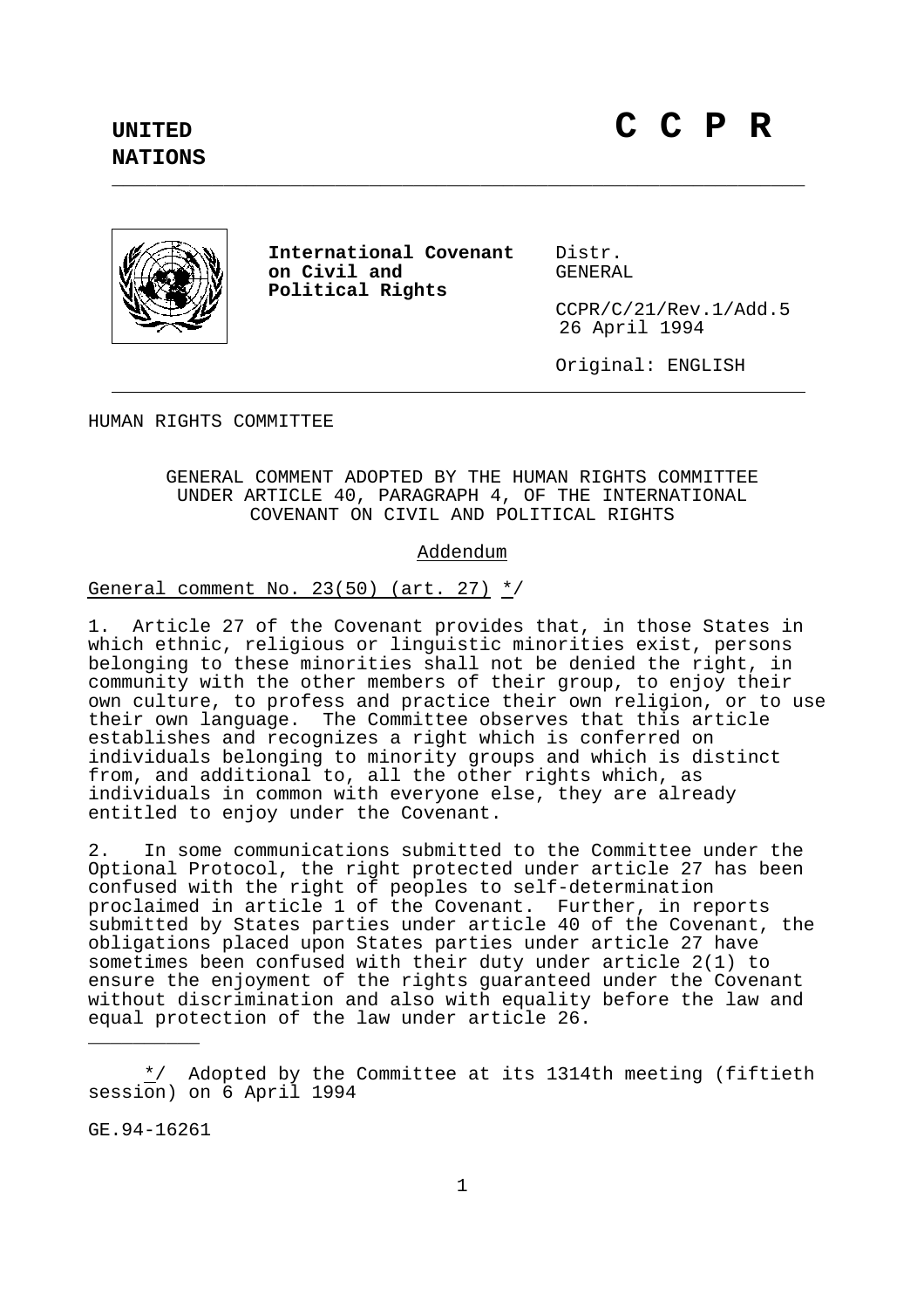**UNITED NATIONS**

# C C P R

**International Covenant on Civil and Political Rights**

Distr.
GENERAL

CCPR/C/21/Rev.1/Add.5
26 April 1994

Original: ENGLISH

HUMAN RIGHTS COMMITTEE

GENERAL COMMENT ADOPTED BY THE HUMAN RIGHTS COMMITTEE UNDER ARTICLE 40, PARAGRAPH 4, OF THE INTERNATIONAL COVENANT ON CIVIL AND POLITICAL RIGHTS

Addendum

General comment No. 23(50) (art. 27) */

1. Article 27 of the Covenant provides that, in those States in which ethnic, religious or linguistic minorities exist, persons belonging to these minorities shall not be denied the right, in community with the other members of their group, to enjoy their own culture, to profess and practice their own religion, or to use their own language. The Committee observes that this article establishes and recognizes a right which is conferred on individuals belonging to minority groups and which is distinct from, and additional to, all the other rights which, as individuals in common with everyone else, they are already entitled to enjoy under the Covenant.

2. In some communications submitted to the Committee under the Optional Protocol, the right protected under article 27 has been confused with the right of peoples to self-determination proclaimed in article 1 of the Covenant. Further, in reports submitted by States parties under article 40 of the Covenant, the obligations placed upon States parties under article 27 have sometimes been confused with their duty under article 2(1) to ensure the enjoyment of the rights guaranteed under the Covenant without discrimination and also with equality before the law and equal protection of the law under article 26.

---

*/ Adopted by the Committee at its 1314th meeting (fiftieth session) on 6 April 1994

GE.94-16261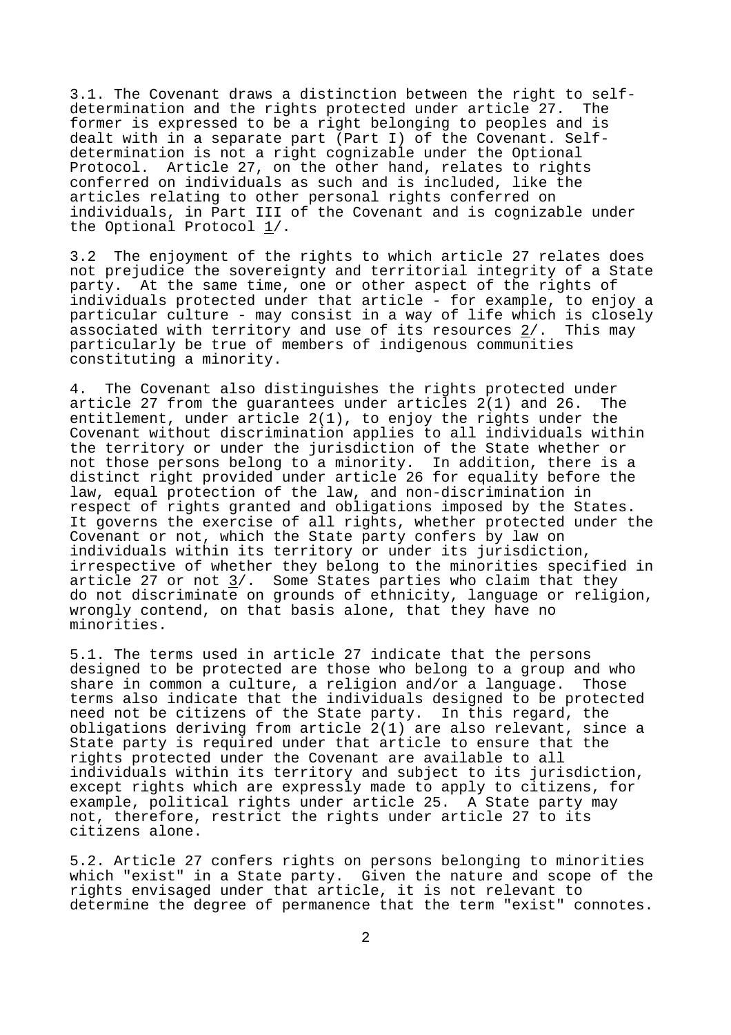3.1. The Covenant draws a distinction between the right to self-determination and the rights protected under article 27. The former is expressed to be a right belonging to peoples and is dealt with in a separate part (Part I) of the Covenant. Self-determination is not a right cognizable under the Optional Protocol. Article 27, on the other hand, relates to rights conferred on individuals as such and is included, like the articles relating to other personal rights conferred on individuals, in Part III of the Covenant and is cognizable under the Optional Protocol 1/.

3.2 The enjoyment of the rights to which article 27 relates does not prejudice the sovereignty and territorial integrity of a State party. At the same time, one or other aspect of the rights of individuals protected under that article - for example, to enjoy a particular culture - may consist in a way of life which is closely associated with territory and use of its resources 2/. This may particularly be true of members of indigenous communities constituting a minority.

4. The Covenant also distinguishes the rights protected under article 27 from the guarantees under articles 2(1) and 26. The entitlement, under article 2(1), to enjoy the rights under the Covenant without discrimination applies to all individuals within the territory or under the jurisdiction of the State whether or not those persons belong to a minority. In addition, there is a distinct right provided under article 26 for equality before the law, equal protection of the law, and non-discrimination in respect of rights granted and obligations imposed by the States. It governs the exercise of all rights, whether protected under the Covenant or not, which the State party confers by law on individuals within its territory or under its jurisdiction, irrespective of whether they belong to the minorities specified in article 27 or not 3/. Some States parties who claim that they do not discriminate on grounds of ethnicity, language or religion, wrongly contend, on that basis alone, that they have no minorities.

5.1. The terms used in article 27 indicate that the persons designed to be protected are those who belong to a group and who share in common a culture, a religion and/or a language. Those terms also indicate that the individuals designed to be protected need not be citizens of the State party. In this regard, the obligations deriving from article 2(1) are also relevant, since a State party is required under that article to ensure that the rights protected under the Covenant are available to all individuals within its territory and subject to its jurisdiction, except rights which are expressly made to apply to citizens, for example, political rights under article 25. A State party may not, therefore, restrict the rights under article 27 to its citizens alone.

5.2. Article 27 confers rights on persons belonging to minorities which "exist" in a State party. Given the nature and scope of the rights envisaged under that article, it is not relevant to determine the degree of permanence that the term "exist" connotes.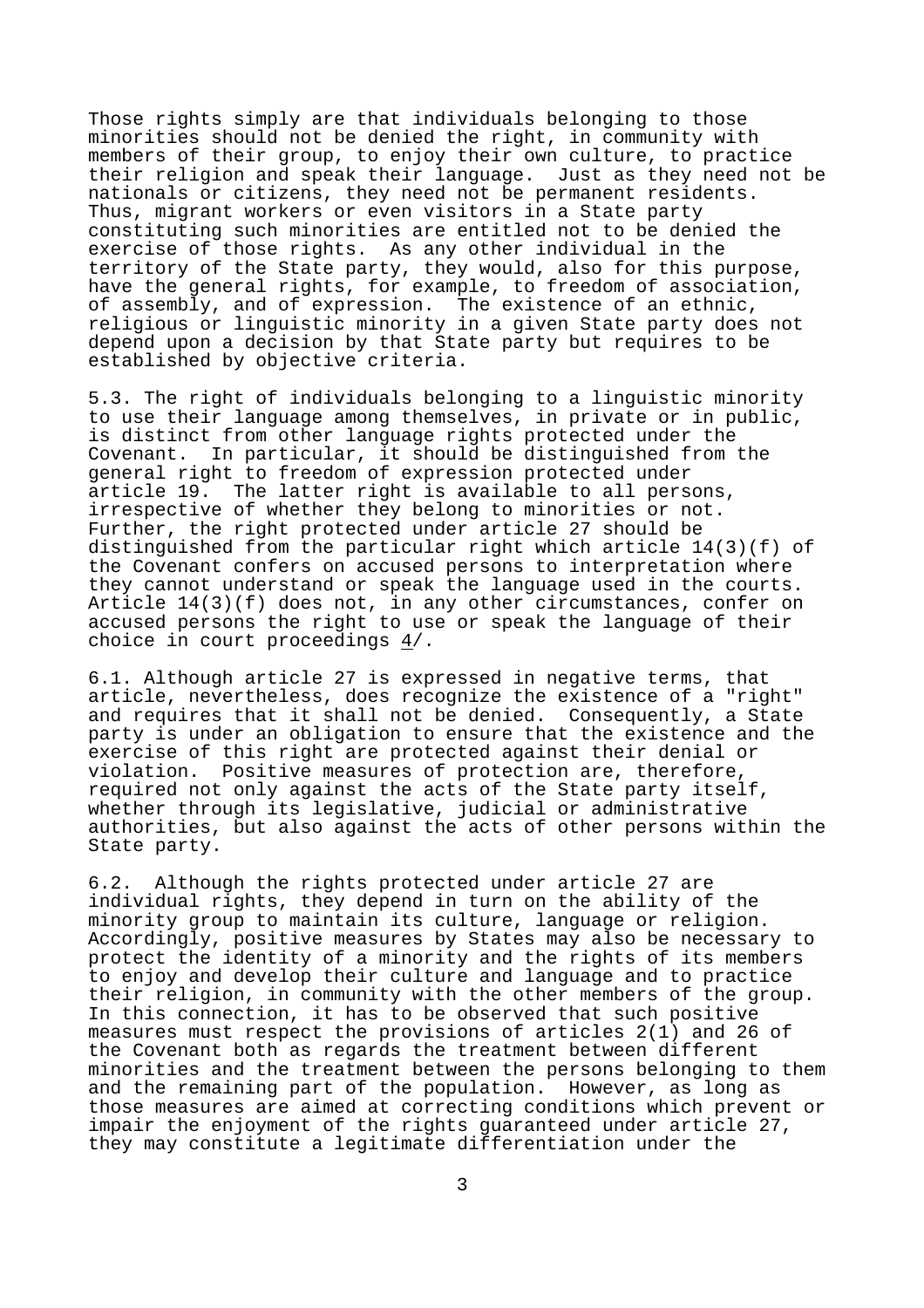Those rights simply are that individuals belonging to those minorities should not be denied the right, in community with members of their group, to enjoy their own culture, to practice their religion and speak their language. Just as they need not be nationals or citizens, they need not be permanent residents. Thus, migrant workers or even visitors in a State party constituting such minorities are entitled not to be denied the exercise of those rights. As any other individual in the territory of the State party, they would, also for this purpose, have the general rights, for example, to freedom of association, of assembly, and of expression. The existence of an ethnic, religious or linguistic minority in a given State party does not depend upon a decision by that State party but requires to be established by objective criteria.

5.3. The right of individuals belonging to a linguistic minority to use their language among themselves, in private or in public, is distinct from other language rights protected under the Covenant. In particular, it should be distinguished from the general right to freedom of expression protected under article 19. The latter right is available to all persons, irrespective of whether they belong to minorities or not. Further, the right protected under article 27 should be distinguished from the particular right which article 14(3)(f) of the Covenant confers on accused persons to interpretation where they cannot understand or speak the language used in the courts. Article 14(3)(f) does not, in any other circumstances, confer on accused persons the right to use or speak the language of their choice in court proceedings 4/.

6.1. Although article 27 is expressed in negative terms, that article, nevertheless, does recognize the existence of a "right" and requires that it shall not be denied. Consequently, a State party is under an obligation to ensure that the existence and the exercise of this right are protected against their denial or violation. Positive measures of protection are, therefore, required not only against the acts of the State party itself, whether through its legislative, judicial or administrative authorities, but also against the acts of other persons within the State party.

6.2. Although the rights protected under article 27 are individual rights, they depend in turn on the ability of the minority group to maintain its culture, language or religion. Accordingly, positive measures by States may also be necessary to protect the identity of a minority and the rights of its members to enjoy and develop their culture and language and to practice their religion, in community with the other members of the group. In this connection, it has to be observed that such positive measures must respect the provisions of articles 2(1) and 26 of the Covenant both as regards the treatment between different minorities and the treatment between the persons belonging to them and the remaining part of the population. However, as long as those measures are aimed at correcting conditions which prevent or impair the enjoyment of the rights guaranteed under article 27, they may constitute a legitimate differentiation under the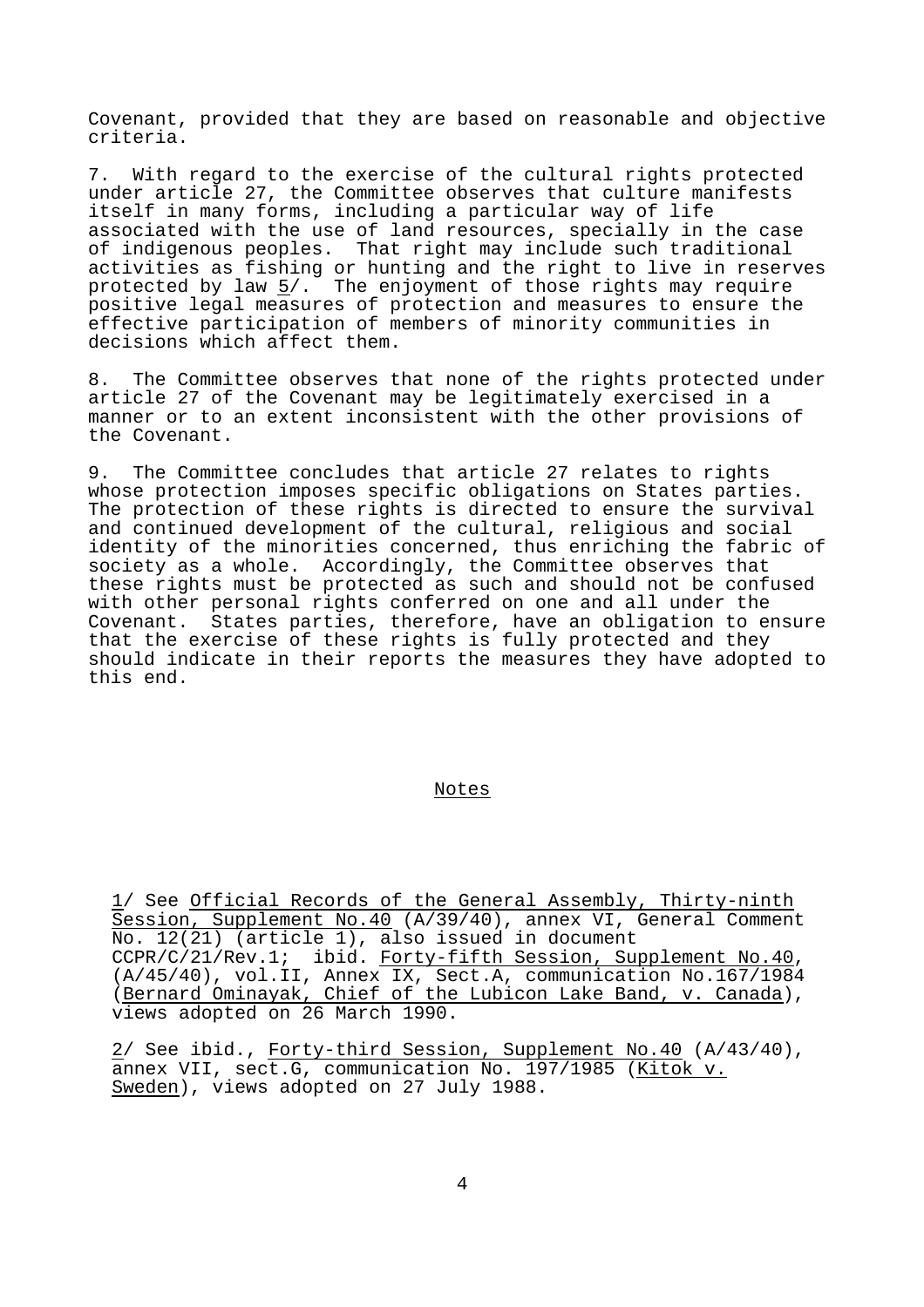Covenant, provided that they are based on reasonable and objective criteria.

7. With regard to the exercise of the cultural rights protected under article 27, the Committee observes that culture manifests itself in many forms, including a particular way of life associated with the use of land resources, specially in the case of indigenous peoples. That right may include such traditional activities as fishing or hunting and the right to live in reserves protected by law 5/. The enjoyment of those rights may require positive legal measures of protection and measures to ensure the effective participation of members of minority communities in decisions which affect them.

8. The Committee observes that none of the rights protected under article 27 of the Covenant may be legitimately exercised in a manner or to an extent inconsistent with the other provisions of the Covenant.

9. The Committee concludes that article 27 relates to rights whose protection imposes specific obligations on States parties. The protection of these rights is directed to ensure the survival and continued development of the cultural, religious and social identity of the minorities concerned, thus enriching the fabric of society as a whole. Accordingly, the Committee observes that these rights must be protected as such and should not be confused with other personal rights conferred on one and all under the Covenant. States parties, therefore, have an obligation to ensure that the exercise of these rights is fully protected and they should indicate in their reports the measures they have adopted to this end.

## Notes

1/ See Official Records of the General Assembly, Thirty-ninth Session, Supplement No.40 (A/39/40), annex VI, General Comment No. 12(21) (article 1), also issued in document CCPR/C/21/Rev.1; ibid. Forty-fifth Session, Supplement No.40, (A/45/40), vol.II, Annex IX, Sect.A, communication No.167/1984 (Bernard Ominayak, Chief of the Lubicon Lake Band, v. Canada), views adopted on 26 March 1990.

2/ See ibid., Forty-third Session, Supplement No.40 (A/43/40), annex VII, sect.G, communication No. 197/1985 (Kitok v. Sweden), views adopted on 27 July 1988.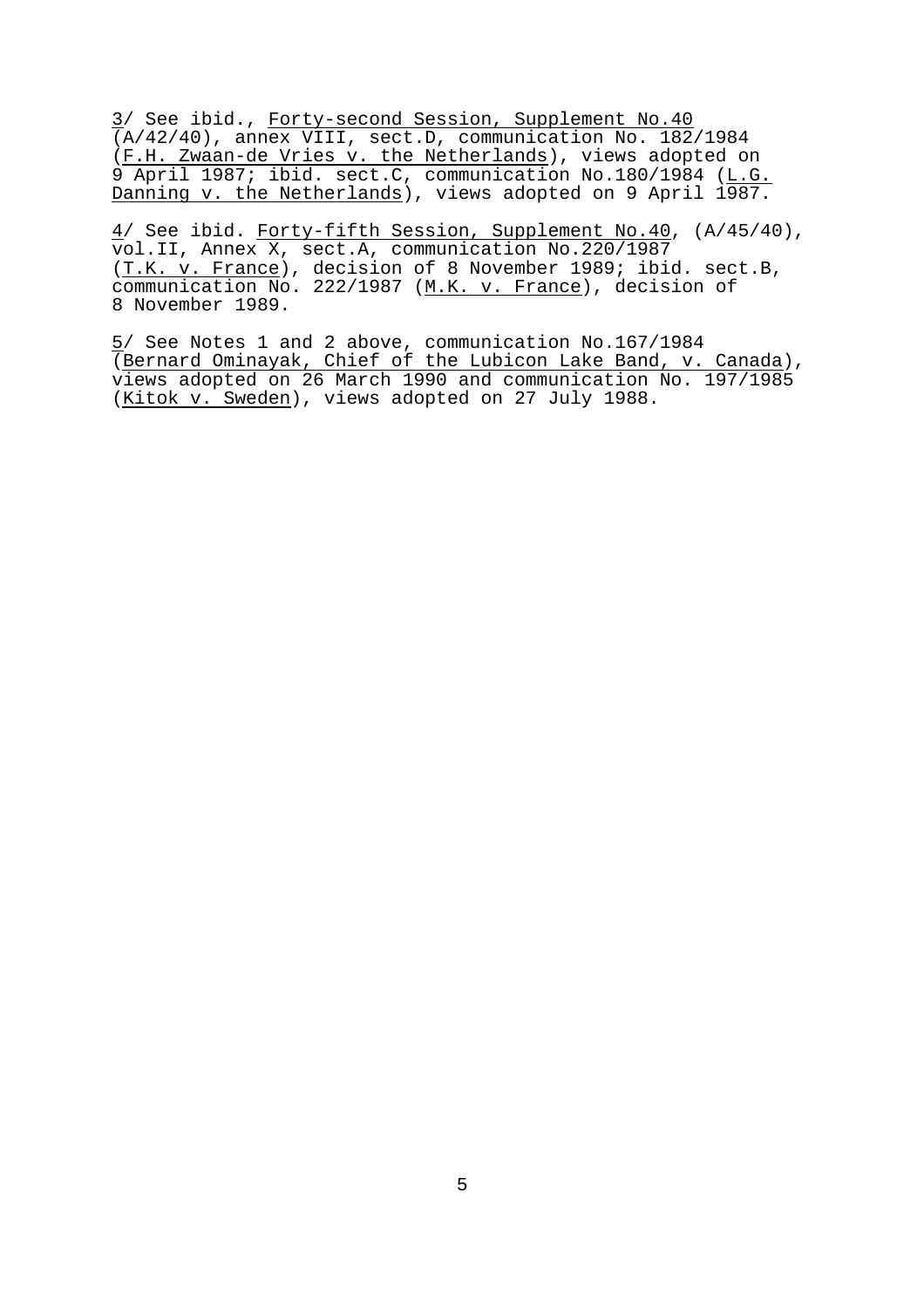3/ See ibid., Forty-second Session, Supplement No.40 (A/42/40), annex VIII, sect.D, communication No. 182/1984 (F.H. Zwaan-de Vries v. the Netherlands), views adopted on 9 April 1987; ibid. sect.C, communication No.180/1984 (L.G. Danning v. the Netherlands), views adopted on 9 April 1987.

4/ See ibid. Forty-fifth Session, Supplement No.40, (A/45/40), vol.II, Annex X, sect.A, communication No.220/1987 (T.K. v. France), decision of 8 November 1989; ibid. sect.B, communication No. 222/1987 (M.K. v. France), decision of 8 November 1989.

5/ See Notes 1 and 2 above, communication No.167/1984 (Bernard Ominayak, Chief of the Lubicon Lake Band, v. Canada), views adopted on 26 March 1990 and communication No. 197/1985 (Kitok v. Sweden), views adopted on 27 July 1988.